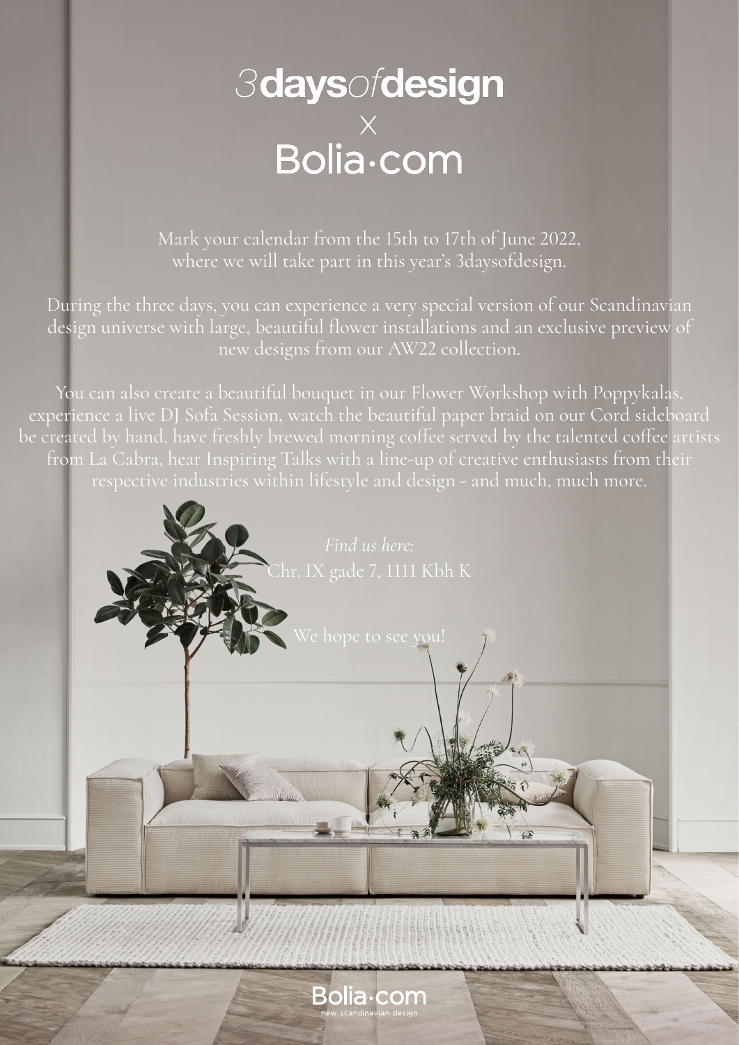# 3daysofdesign
# X
# Bolia·com

Mark your calendar from the 15th to 17th of June 2022, where we will take part in this year's 3daysofdesign.

During the three days, you can experience a very special version of our Scandinavian design universe with large, beautiful flower installations and an exclusive preview of new designs from our AW22 collection.

You can also create a beautiful bouquet in our Flower Workshop with Poppykalas, experience a live DJ Sofa Session, watch the beautiful paper braid on our Cord sideboard be created by hand, have freshly brewed morning coffee served by the talented coffee artists from La Cabra, hear Inspiring Talks with a line-up of creative enthusiasts from their respective industries within lifestyle and design - and much, much more.

*Find us here:*
Chr. IX gade 7, 1111 Kbh K

We hope to see you!

Bolia·com
new scandinavian design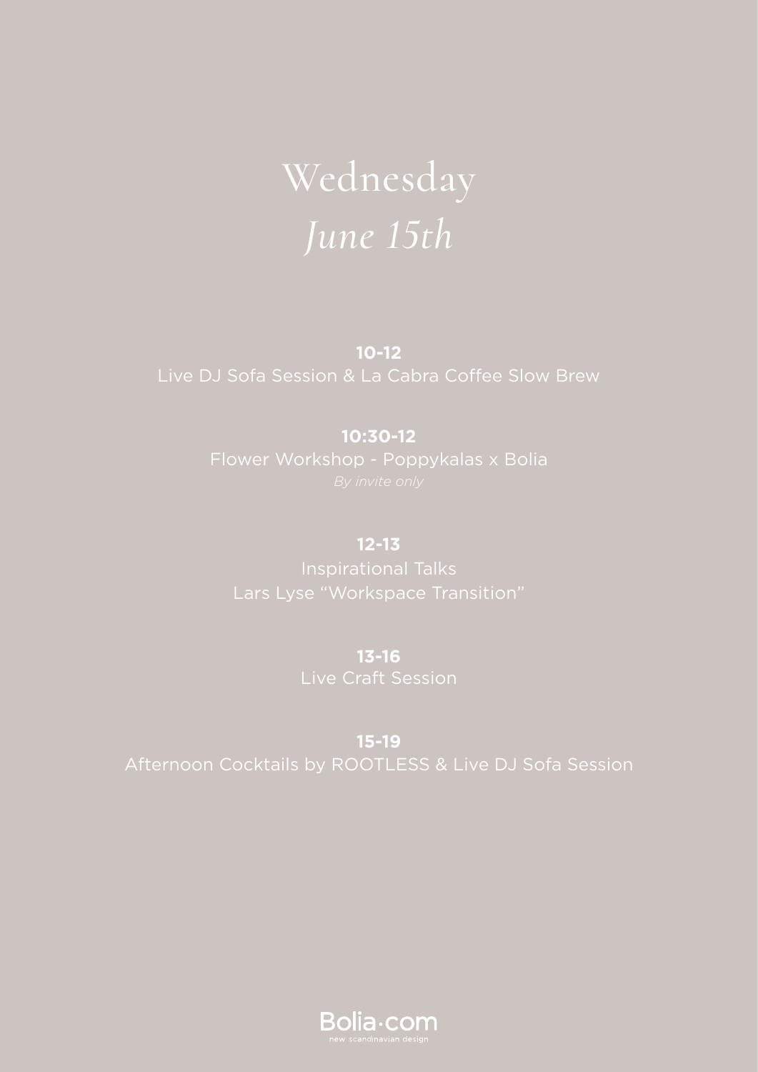# Wednesday
## *June 15th*

**10-12**
Live DJ Sofa Session & La Cabra Coffee Slow Brew

**10:30-12**
Flower Workshop - Poppykalas x Bolia
*By invite only*

**12-13**
Inspirational Talks
Lars Lyse "Workspace Transition"

**13-16**
Live Craft Session

**15-19**
Afternoon Cocktails by ROOTLESS & Live DJ Sofa Session

Bolia·com
new scandinavian design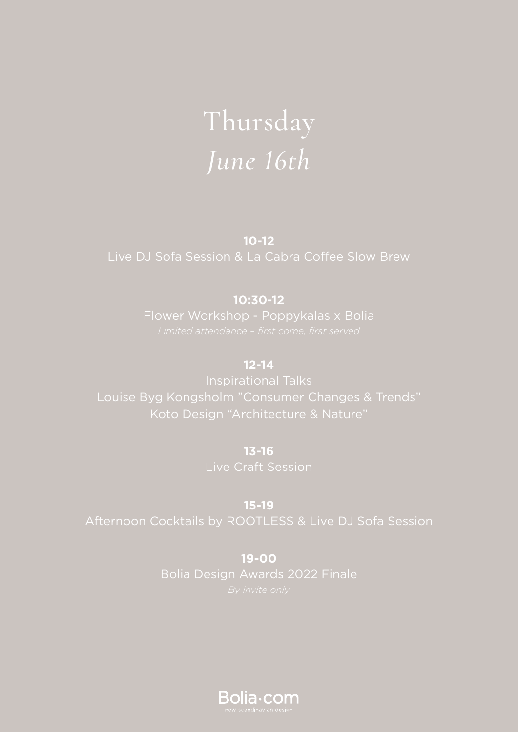# Thursday

## *June 16th*

**10-12**
Live DJ Sofa Session & La Cabra Coffee Slow Brew

**10:30-12**
Flower Workshop - Poppykalas x Bolia
*Limited attendance – first come, first served*

**12-14**
Inspirational Talks
Louise Byg Kongsholm ”Consumer Changes & Trends”
Koto Design “Architecture & Nature”

**13-16**
Live Craft Session

**15-19**
Afternoon Cocktails by ROOTLESS & Live DJ Sofa Session

**19-00**
Bolia Design Awards 2022 Finale
*By invite only*

Bolia·com
new scandinavian design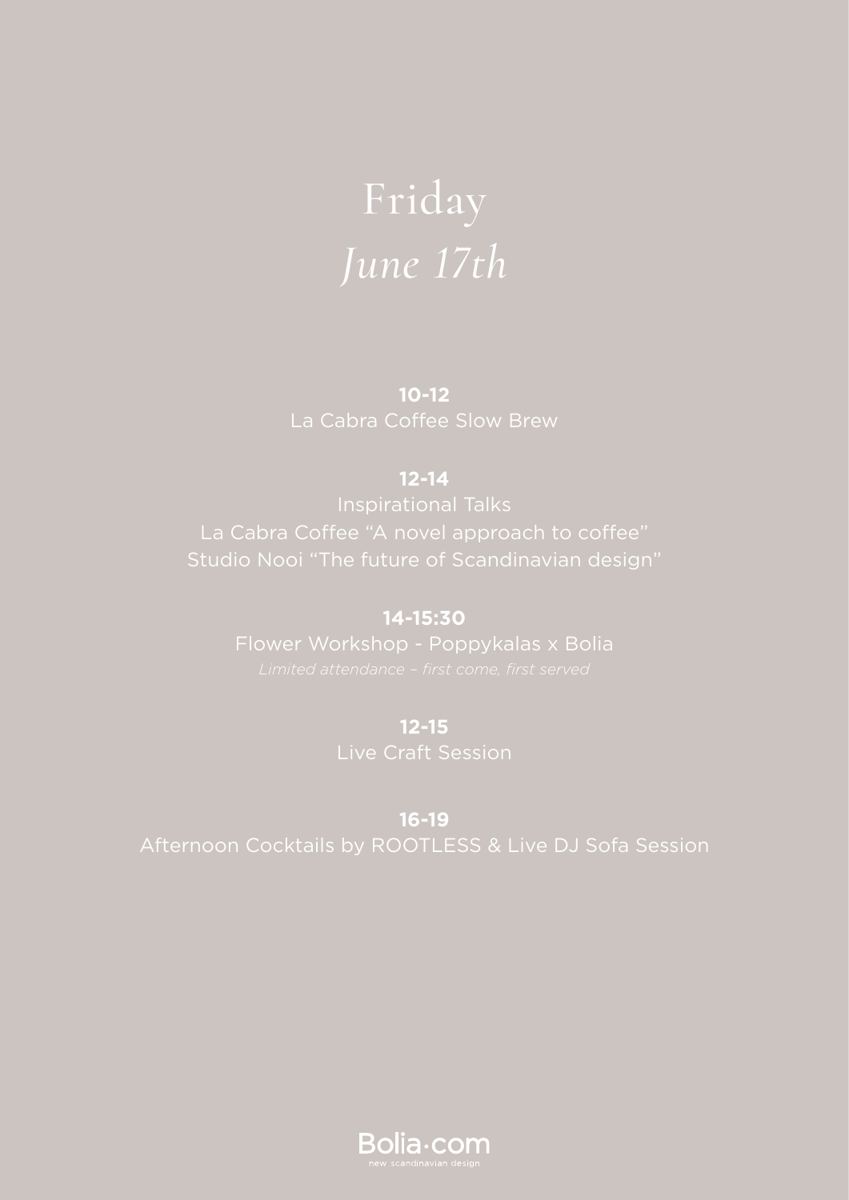# Friday
# *June 17th*

**10-12**
La Cabra Coffee Slow Brew

**12-14**
Inspirational Talks
La Cabra Coffee “A novel approach to coffee”
Studio Nooi “The future of Scandinavian design”

**14-15:30**
Flower Workshop - Poppykalas x Bolia
*Limited attendance – first come, first served*

**12-15**
Live Craft Session

**16-19**
Afternoon Cocktails by ROOTLESS & Live DJ Sofa Session

Bolia·com
new scandinavian design